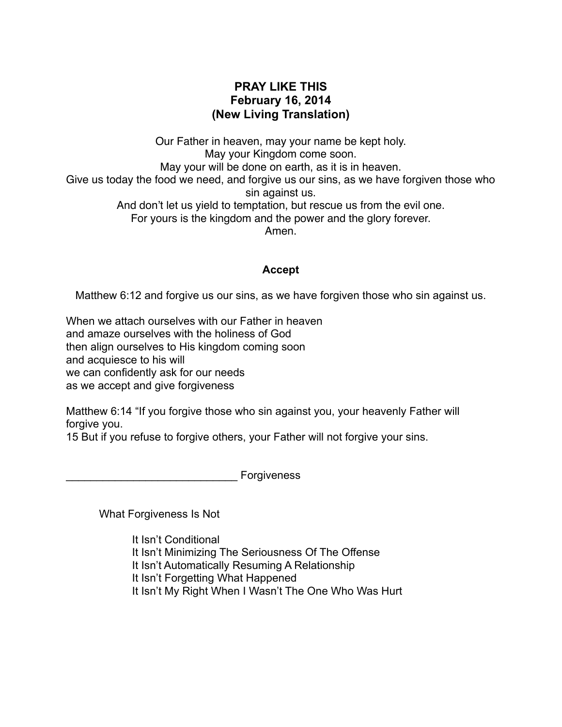# PRAY LIKE THIS
## February 16, 2014
## (New Living Translation)

Our Father in heaven, may your name be kept holy.
May your Kingdom come soon.
May your will be done on earth, as it is in heaven.
Give us today the food we need, and forgive us our sins, as we have forgiven those who sin against us.
And don't let us yield to temptation, but rescue us from the evil one.
For yours is the kingdom and the power and the glory forever.
Amen.

### Accept

Matthew 6:12 and forgive us our sins, as we have forgiven those who sin against us.

When we attach ourselves with our Father in heaven
and amaze ourselves with the holiness of God
then align ourselves to His kingdom coming soon
and acquiesce to his will
we can confidently ask for our needs
as we accept and give forgiveness

Matthew 6:14 "If you forgive those who sin against you, your heavenly Father will forgive you.
15 But if you refuse to forgive others, your Father will not forgive your sins.

____________________________ Forgiveness

What Forgiveness Is Not

- It Isn't Conditional
- It Isn't Minimizing The Seriousness Of The Offense
- It Isn't Automatically Resuming A Relationship
- It Isn't Forgetting What Happened
- It Isn't My Right When I Wasn't The One Who Was Hurt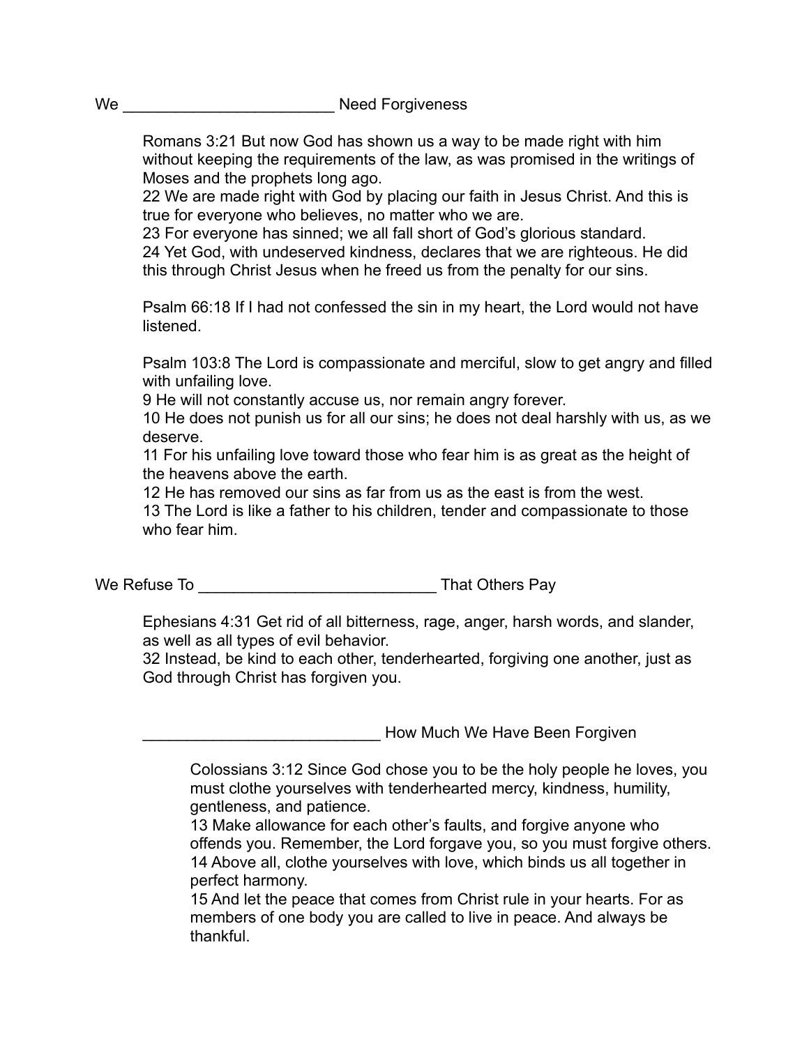## We ________________________ Need Forgiveness

> Romans 3:21 But now God has shown us a way to be made right with him without keeping the requirements of the law, as was promised in the writings of Moses and the prophets long ago.
> 22 We are made right with God by placing our faith in Jesus Christ. And this is true for everyone who believes, no matter who we are.
> 23 For everyone has sinned; we all fall short of God's glorious standard.
> 24 Yet God, with undeserved kindness, declares that we are righteous. He did this through Christ Jesus when he freed us from the penalty for our sins.
>
> Psalm 66:18 If I had not confessed the sin in my heart, the Lord would not have listened.
>
> Psalm 103:8 The Lord is compassionate and merciful, slow to get angry and filled with unfailing love.
> 9 He will not constantly accuse us, nor remain angry forever.
> 10 He does not punish us for all our sins; he does not deal harshly with us, as we deserve.
> 11 For his unfailing love toward those who fear him is as great as the height of the heavens above the earth.
> 12 He has removed our sins as far from us as the east is from the west.
> 13 The Lord is like a father to his children, tender and compassionate to those who fear him.

## We Refuse To ___________________________ That Others Pay

> Ephesians 4:31 Get rid of all bitterness, rage, anger, harsh words, and slander, as well as all types of evil behavior.
> 32 Instead, be kind to each other, tenderhearted, forgiving one another, just as God through Christ has forgiven you.

### ___________________________ How Much We Have Been Forgiven

> Colossians 3:12 Since God chose you to be the holy people he loves, you must clothe yourselves with tenderhearted mercy, kindness, humility, gentleness, and patience.
> 13 Make allowance for each other's faults, and forgive anyone who offends you. Remember, the Lord forgave you, so you must forgive others.
> 14 Above all, clothe yourselves with love, which binds us all together in perfect harmony.
> 15 And let the peace that comes from Christ rule in your hearts. For as members of one body you are called to live in peace. And always be thankful.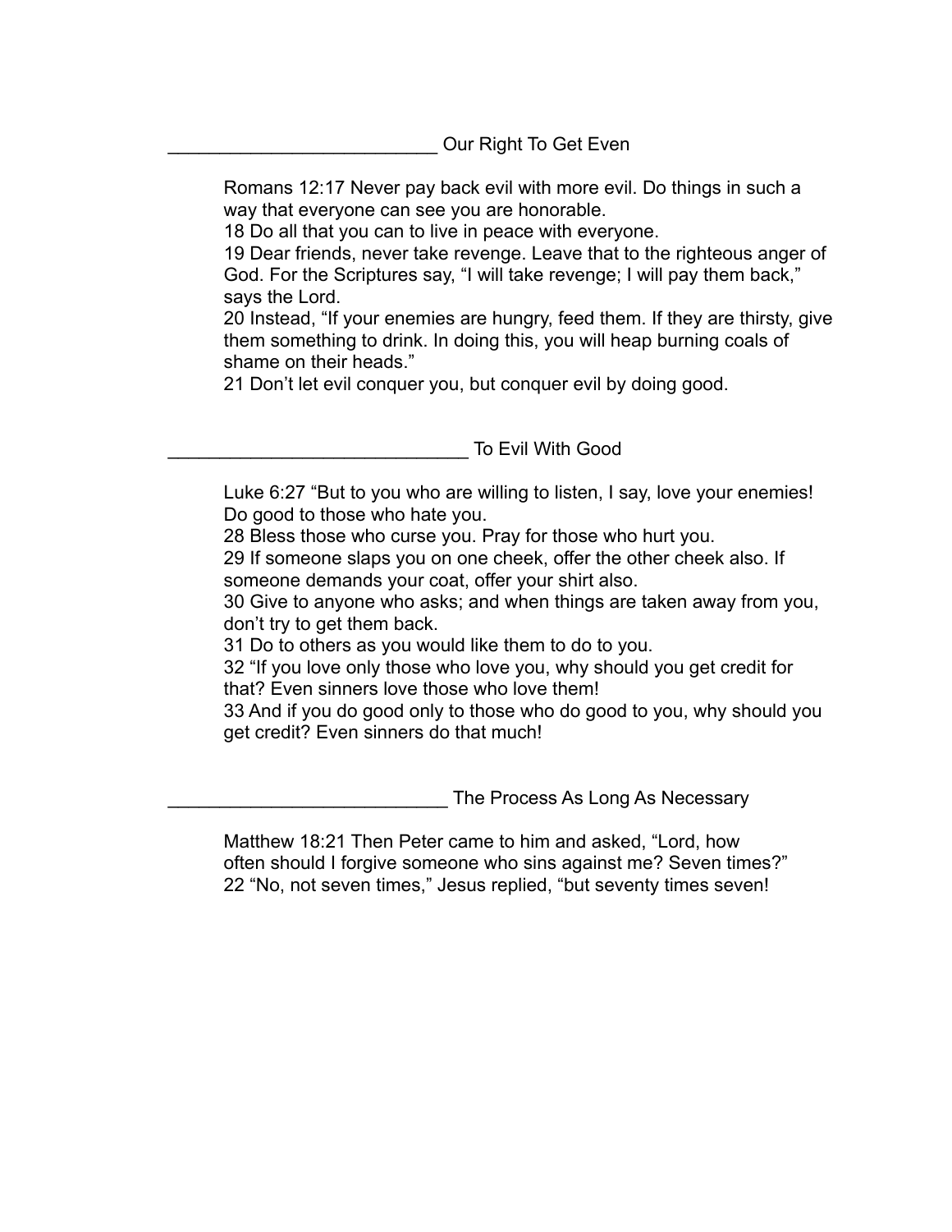__________________________ Our Right To Get Even

Romans 12:17 Never pay back evil with more evil. Do things in such a way that everyone can see you are honorable.
18 Do all that you can to live in peace with everyone.
19 Dear friends, never take revenge. Leave that to the righteous anger of God. For the Scriptures say, "I will take revenge; I will pay them back," says the Lord.
20 Instead, "If your enemies are hungry, feed them. If they are thirsty, give them something to drink. In doing this, you will heap burning coals of shame on their heads."
21 Don't let evil conquer you, but conquer evil by doing good.

_____________________________ To Evil With Good

Luke 6:27 "But to you who are willing to listen, I say, love your enemies! Do good to those who hate you.
28 Bless those who curse you. Pray for those who hurt you.
29 If someone slaps you on one cheek, offer the other cheek also. If someone demands your coat, offer your shirt also.
30 Give to anyone who asks; and when things are taken away from you, don't try to get them back.
31 Do to others as you would like them to do to you.
32 "If you love only those who love you, why should you get credit for that? Even sinners love those who love them!
33 And if you do good only to those who do good to you, why should you get credit? Even sinners do that much!

___________________________ The Process As Long As Necessary

Matthew 18:21 Then Peter came to him and asked, "Lord, how often should I forgive someone who sins against me? Seven times?"
22 "No, not seven times," Jesus replied, "but seventy times seven!